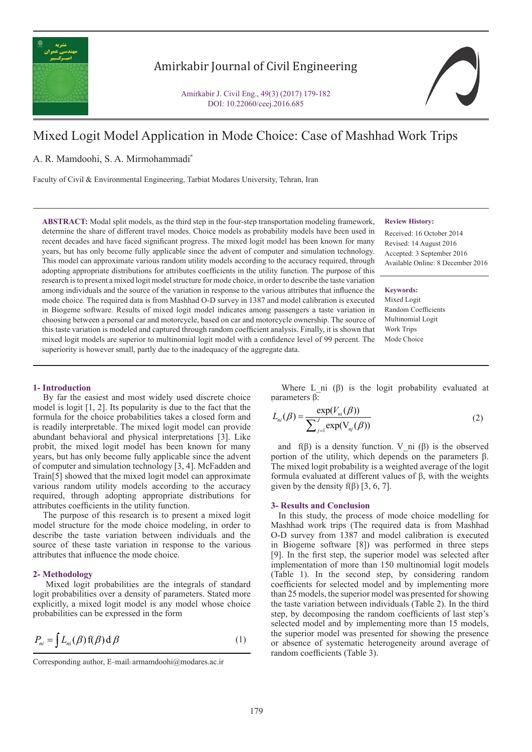# Mixed Logit Model Application in Mode Choice: Case of Mashhad Work Trips

A. R. Mamdoohi, S. A. Mirmohammadi*

Faculty of Civil & Environmental Engineering, Tarbiat Modares University, Tehran, Iran

**ABSTRACT:** Modal split models, as the third step in the four-step transportation modeling framework, determine the share of different travel modes. Choice models as probability models have been used in recent decades and have faced significant progress. The mixed logit model has been known for many years, but has only become fully applicable since the advent of computer and simulation technology. This model can approximate various random utility models according to the accuracy required, through adopting appropriate distributions for attributes coefficients in the utility function. The purpose of this research is to present a mixed logit model structure for mode choice, in order to describe the taste variation among individuals and the source of the variation in response to the various attributes that influence the mode choice. The required data is from Mashhad O-D survey in 1387 and model calibration is executed in Biogeme software. Results of mixed logit model indicates among passengers a taste variation in choosing between a personal car and motorcycle, based on car and motorcycle ownership. The source of this taste variation is modeled and captured through random coefficient analysis. Finally, it is shown that mixed logit models are superior to multinomial logit model with a confidence level of 99 percent. The superiority is however small, partly due to the inadequacy of the aggregate data.

**Review History:**

Received: 16 October 2014
Revised: 14 August 2016
Accepted: 3 September 2016
Available Online: 8 December 2016

**Keywords:**

Mixed Logit
Random Coefficients
Multinomial Logit
Work Trips
Mode Choice

## 1- Introduction

By far the easiest and most widely used discrete choice model is logit [1, 2]. Its popularity is due to the fact that the formula for the choice probabilities takes a closed form and is readily interpretable. The mixed logit model can provide abundant behavioral and physical interpretations [3]. Like probit, the mixed logit model has been known for many years, but has only become fully applicable since the advent of computer and simulation technology [3, 4]. McFadden and Train[5] showed that the mixed logit model can approximate various random utility models according to the accuracy required, through adopting appropriate distributions for attributes coefficients in the utility function.

The purpose of this research is to present a mixed logit model structure for the mode choice modeling, in order to describe the taste variation between individuals and the source of these taste variation in response to the various attributes that influence the mode choice.

## 2- Methodology

Mixed logit probabilities are the integrals of standard logit probabilities over a density of parameters. Stated more explicitly, a mixed logit model is any model whose choice probabilities can be expressed in the form

$$P_{ni} = \int L_{ni}(\beta)\, f(\beta)\, d\beta \qquad (1)$$

Where $L_{ni}(\beta)$ is the logit probability evaluated at parameters β:

$$L_{ni}(\beta) = \frac{\exp(V_{ni}(\beta))}{\sum_{j=1}^{J} \exp(V_{nj}(\beta))} \qquad (2)$$

and $f(\beta)$ is a density function. $V_{ni}(\beta)$ is the observed portion of the utility, which depends on the parameters β. The mixed logit probability is a weighted average of the logit formula evaluated at different values of β, with the weights given by the density $f(\beta)$ [3, 6, 7].

## 3- Results and Conclusion

In this study, the process of mode choice modelling for Mashhad work trips (The required data is from Mashhad O-D survey from 1387 and model calibration is executed in Biogeme software [8]) was performed in three steps [9]. In the first step, the superior model was selected after implementation of more than 150 multinomial logit models (Table 1). In the second step, by considering random coefficients for selected model and by implementing more than 25 models, the superior model was presented for showing the taste variation between individuals (Table 2). In the third step, by decomposing the random coefficients of last step's selected model and by implementing more than 15 models, the superior model was presented for showing the presence or absence of systematic heterogeneity around average of random coefficients (Table 3).

Corresponding author, E-mail: armamdoohi@modares.ac.ir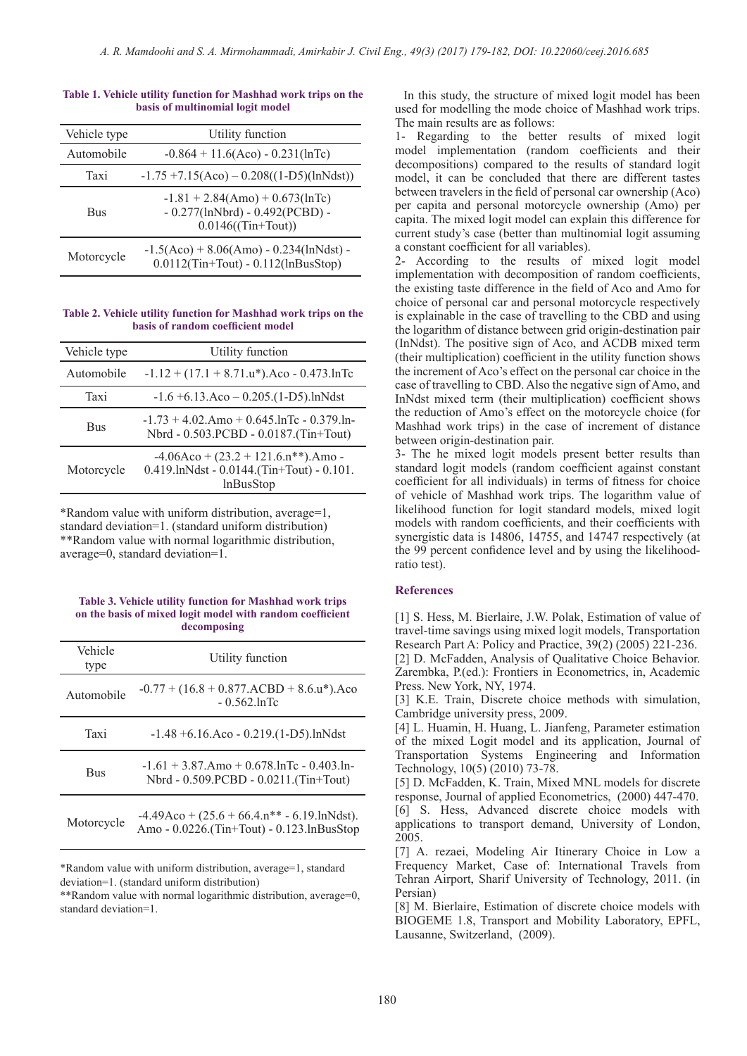**Table 1. Vehicle utility function for Mashhad work trips on the basis of multinomial logit model**

| Vehicle type | Utility function |
|---|---|
| Automobile | -0.864 + 11.6(Aco) - 0.231(lnTc) |
| Taxi | -1.75 +7.15(Aco) – 0.208((1-D5)(lnNdst)) |
| Bus | -1.81 + 2.84(Amo) + 0.673(lnTc) - 0.277(lnNbrd) - 0.492(PCBD) - 0.0146((Tin+Tout)) |
| Motorcycle | -1.5(Aco) + 8.06(Amo) - 0.234(lnNdst) - 0.0112(Tin+Tout) - 0.112(lnBusStop) |

**Table 2. Vehicle utility function for Mashhad work trips on the basis of random coefficient model**

| Vehicle type | Utility function |
|---|---|
| Automobile | -1.12 + (17.1 + 8.71.u*).Aco - 0.473.lnTc |
| Taxi | -1.6 +6.13.Aco – 0.205.(1-D5).lnNdst |
| Bus | -1.73 + 4.02.Amo + 0.645.lnTc - 0.379.ln-Nbrd - 0.503.PCBD - 0.0187.(Tin+Tout) |
| Motorcycle | -4.06Aco + (23.2 + 121.6.n**).Amo - 0.419.lnNdst - 0.0144.(Tin+Tout) - 0.101. lnBusStop |

*Random value with uniform distribution, average=1, standard deviation=1. (standard uniform distribution)
**Random value with normal logarithmic distribution, average=0, standard deviation=1.

**Table 3. Vehicle utility function for Mashhad work trips on the basis of mixed logit model with random coefficient decomposing**

| Vehicle type | Utility function |
|---|---|
| Automobile | -0.77 + (16.8 + 0.877.ACBD + 8.6.u*).Aco - 0.562.lnTc |
| Taxi | -1.48 +6.16.Aco - 0.219.(1-D5).lnNdst |
| Bus | -1.61 + 3.87.Amo + 0.678.lnTc - 0.403.ln-Nbrd - 0.509.PCBD - 0.0211.(Tin+Tout) |
| Motorcycle | -4.49Aco + (25.6 + 66.4.n** - 6.19.lnNdst). Amo - 0.0226.(Tin+Tout) - 0.123.lnBusStop |

*Random value with uniform distribution, average=1, standard deviation=1. (standard uniform distribution)
**Random value with normal logarithmic distribution, average=0, standard deviation=1.

In this study, the structure of mixed logit model has been used for modelling the mode choice of Mashhad work trips. The main results are as follows:

1- Regarding to the better results of mixed logit model implementation (random coefficients and their decompositions) compared to the results of standard logit model, it can be concluded that there are different tastes between travelers in the field of personal car ownership (Aco) per capita and personal motorcycle ownership (Amo) per capita. The mixed logit model can explain this difference for current study's case (better than multinomial logit assuming a constant coefficient for all variables).

2- According to the results of mixed logit model implementation with decomposition of random coefficients, the existing taste difference in the field of Aco and Amo for choice of personal car and personal motorcycle respectively is explainable in the case of travelling to the CBD and using the logarithm of distance between grid origin-destination pair (InNdst). The positive sign of Aco, and ACDB mixed term (their multiplication) coefficient in the utility function shows the increment of Aco's effect on the personal car choice in the case of travelling to CBD. Also the negative sign of Amo, and InNdst mixed term (their multiplication) coefficient shows the reduction of Amo's effect on the motorcycle choice (for Mashhad work trips) in the case of increment of distance between origin-destination pair.

3- The he mixed logit models present better results than standard logit models (random coefficient against constant coefficient for all individuals) in terms of fitness for choice of vehicle of Mashhad work trips. The logarithm value of likelihood function for logit standard models, mixed logit models with random coefficients, and their coefficients with synergistic data is 14806, 14755, and 14747 respectively (at the 99 percent confidence level and by using the likelihood-ratio test).

## References

[1] S. Hess, M. Bierlaire, J.W. Polak, Estimation of value of travel-time savings using mixed logit models, Transportation Research Part A: Policy and Practice, 39(2) (2005) 221-236.

[2] D. McFadden, Analysis of Qualitative Choice Behavior. Zarembka, P.(ed.): Frontiers in Econometrics, in, Academic Press. New York, NY, 1974.

[3] K.E. Train, Discrete choice methods with simulation, Cambridge university press, 2009.

[4] L. Huamin, H. Huang, L. Jianfeng, Parameter estimation of the mixed Logit model and its application, Journal of Transportation Systems Engineering and Information Technology, 10(5) (2010) 73-78.

[5] D. McFadden, K. Train, Mixed MNL models for discrete response, Journal of applied Econometrics, (2000) 447-470.

[6] S. Hess, Advanced discrete choice models with applications to transport demand, University of London, 2005.

[7] A. rezaei, Modeling Air Itinerary Choice in Low a Frequency Market, Case of: International Travels from Tehran Airport, Sharif University of Technology, 2011. (in Persian)

[8] M. Bierlaire, Estimation of discrete choice models with BIOGEME 1.8, Transport and Mobility Laboratory, EPFL, Lausanne, Switzerland, (2009).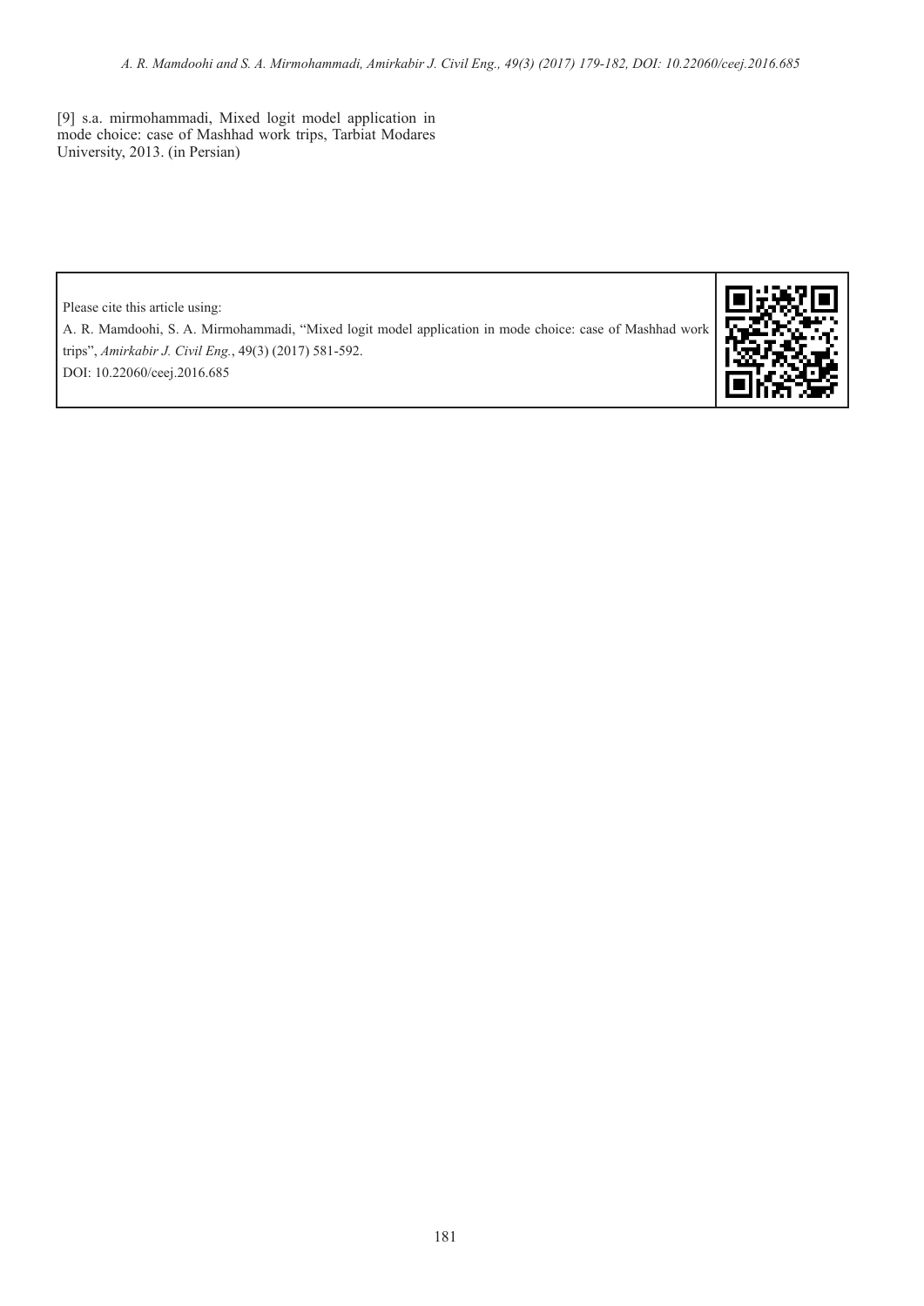[9] s.a. mirmohammadi, Mixed logit model application in mode choice: case of Mashhad work trips, Tarbiat Modares University, 2013. (in Persian)

Please cite this article using:

A. R. Mamdoohi, S. A. Mirmohammadi, “Mixed logit model application in mode choice: case of Mashhad work trips”, *Amirkabir J. Civil Eng.*, 49(3) (2017) 581-592.

DOI: 10.22060/ceej.2016.685